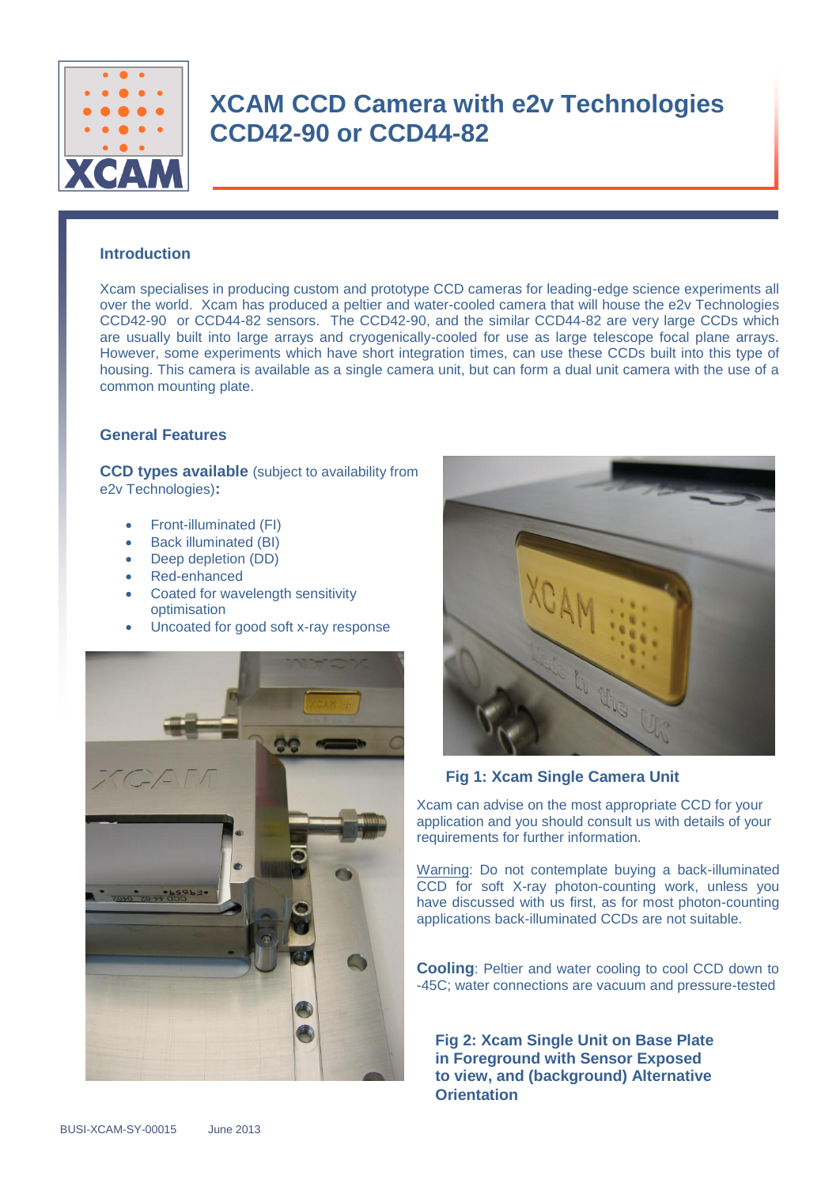# XCAM CCD Camera with e2v Technologies CCD42-90 or CCD44-82

## Introduction

Xcam specialises in producing custom and prototype CCD cameras for leading-edge science experiments all over the world. Xcam has produced a peltier and water-cooled camera that will house the e2v Technologies CCD42-90 or CCD44-82 sensors. The CCD42-90, and the similar CCD44-82 are very large CCDs which are usually built into large arrays and cryogenically-cooled for use as large telescope focal plane arrays. However, some experiments which have short integration times, can use these CCDs built into this type of housing. This camera is available as a single camera unit, but can form a dual unit camera with the use of a common mounting plate.

## General Features

**CCD types available** (subject to availability from e2v Technologies)**:**

- Front-illuminated (FI)
- Back illuminated (BI)
- Deep depletion (DD)
- Red-enhanced
- Coated for wavelength sensitivity optimisation
- Uncoated for good soft x-ray response

**Fig 1: Xcam Single Camera Unit**

Xcam can advise on the most appropriate CCD for your application and you should consult us with details of your requirements for further information.

Warning: Do not contemplate buying a back-illuminated CCD for soft X-ray photon-counting work, unless you have discussed with us first, as for most photon-counting applications back-illuminated CCDs are not suitable.

**Cooling**: Peltier and water cooling to cool CCD down to -45C; water connections are vacuum and pressure-tested

**Fig 2: Xcam Single Unit on Base Plate in Foreground with Sensor Exposed to view, and (background) Alternative Orientation**

BUSI-XCAM-SY-00015 June 2013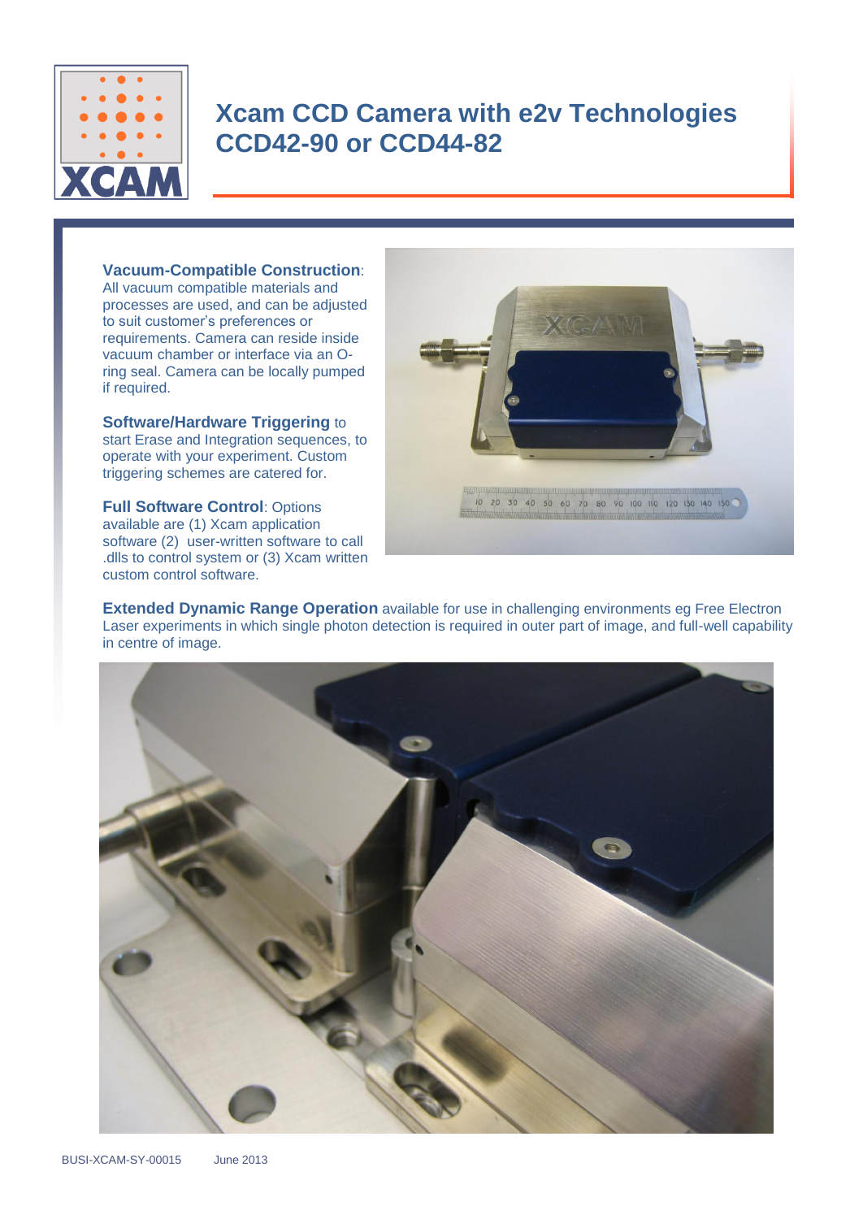# Xcam CCD Camera with e2v Technologies CCD42-90 or CCD44-82

**Vacuum-Compatible Construction**: All vacuum compatible materials and processes are used, and can be adjusted to suit customer's preferences or requirements. Camera can reside inside vacuum chamber or interface via an O-ring seal. Camera can be locally pumped if required.

**Software/Hardware Triggering** to start Erase and Integration sequences, to operate with your experiment. Custom triggering schemes are catered for.

**Full Software Control**: Options available are (1) Xcam application software (2) user-written software to call .dlls to control system or (3) Xcam written custom control software.

**Extended Dynamic Range Operation** available for use in challenging environments eg Free Electron Laser experiments in which single photon detection is required in outer part of image, and full-well capability in centre of image.

BUSI-XCAM-SY-00015 June 2013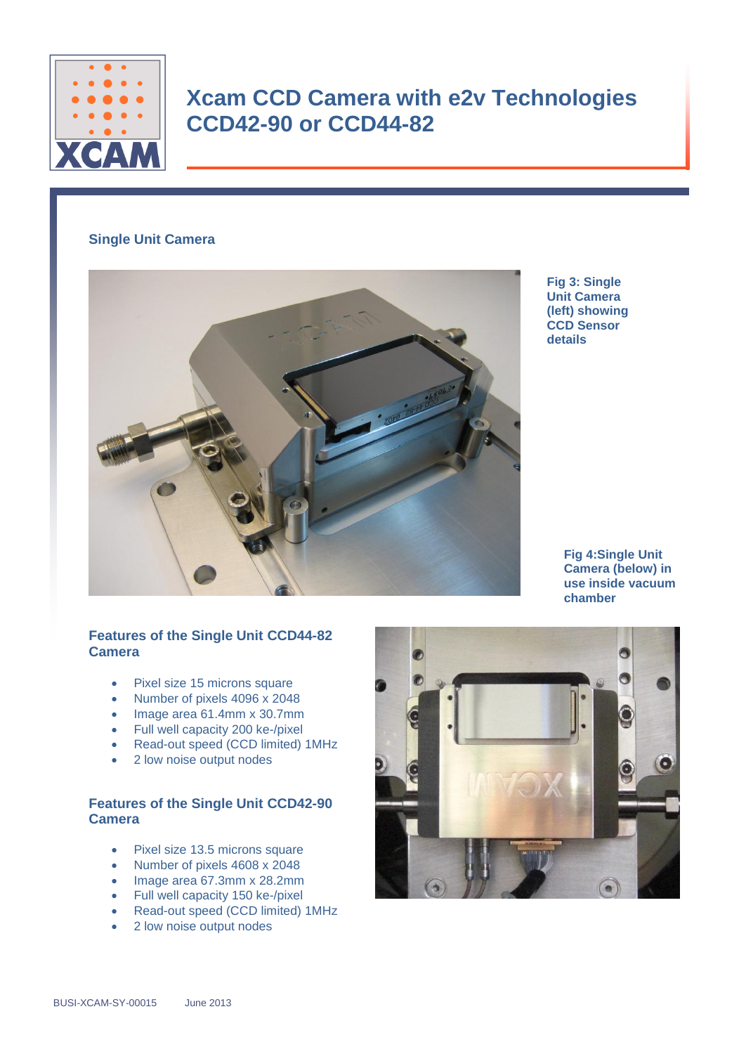# Xcam CCD Camera with e2v Technologies CCD42-90 or CCD44-82

## Single Unit Camera

Fig 3: Single Unit Camera (left) showing CCD Sensor details

Fig 4:Single Unit Camera (below) in use inside vacuum chamber

### Features of the Single Unit CCD44-82 Camera

- Pixel size 15 microns square
- Number of pixels 4096 x 2048
- Image area 61.4mm x 30.7mm
- Full well capacity 200 ke-/pixel
- Read-out speed (CCD limited) 1MHz
- 2 low noise output nodes

### Features of the Single Unit CCD42-90 Camera

- Pixel size 13.5 microns square
- Number of pixels 4608 x 2048
- Image area 67.3mm x 28.2mm
- Full well capacity 150 ke-/pixel
- Read-out speed (CCD limited) 1MHz
- 2 low noise output nodes

BUSI-XCAM-SY-00015 June 2013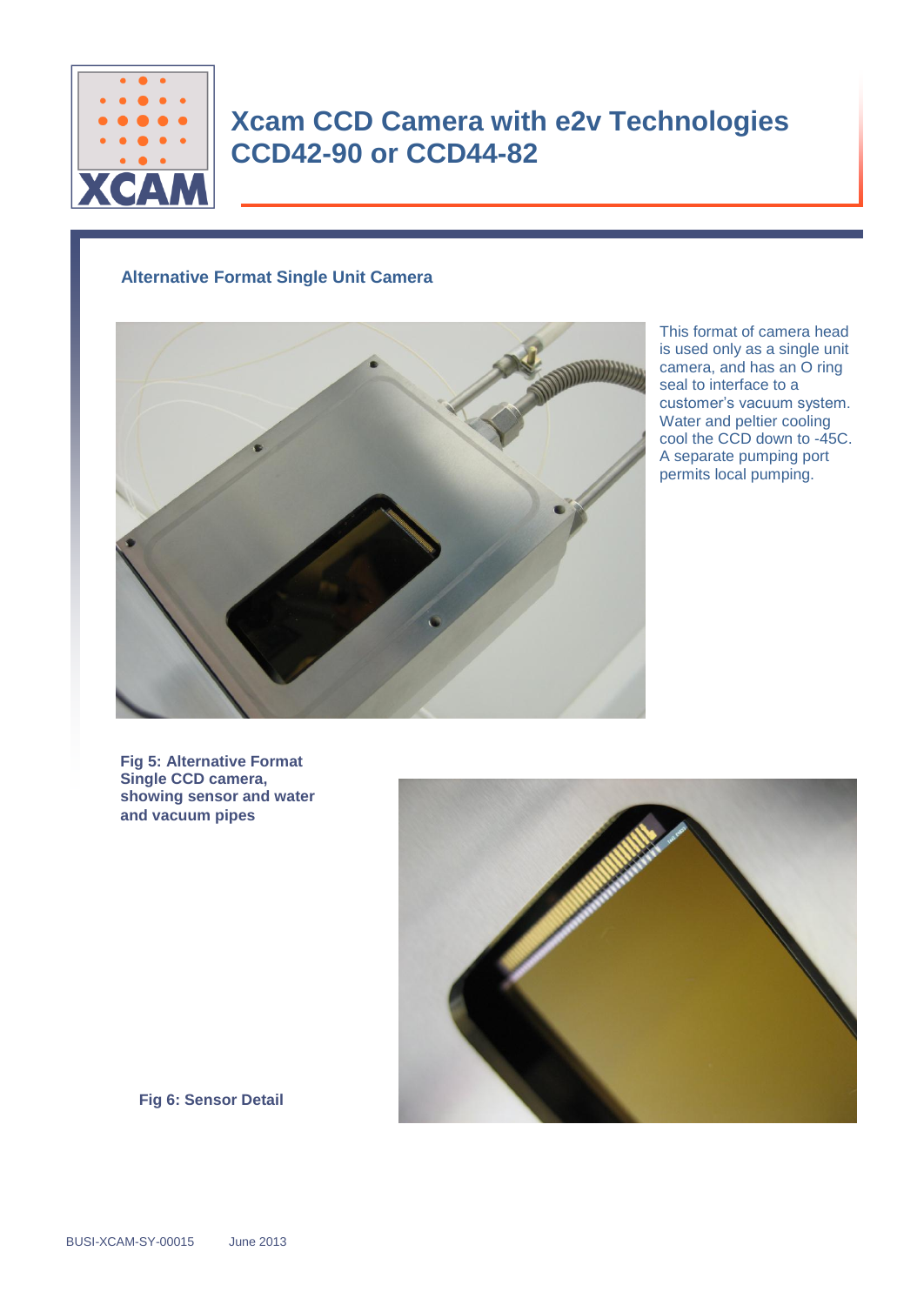# Xcam CCD Camera with e2v Technologies CCD42-90 or CCD44-82

## Alternative Format Single Unit Camera

This format of camera head is used only as a single unit camera, and has an O ring seal to interface to a customer's vacuum system. Water and peltier cooling cool the CCD down to -45C. A separate pumping port permits local pumping.

**Fig 5: Alternative Format Single CCD camera, showing sensor and water and vacuum pipes**

**Fig 6: Sensor Detail**

BUSI-XCAM-SY-00015 June 2013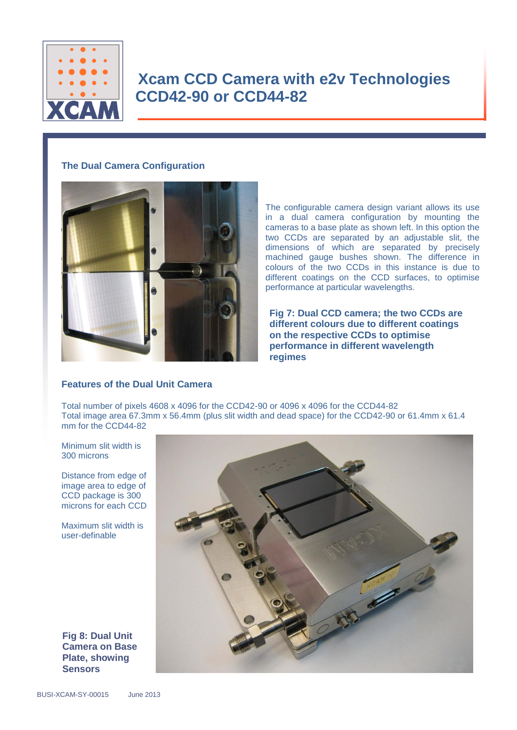# Xcam CCD Camera with e2v Technologies CCD42-90 or CCD44-82

## The Dual Camera Configuration

The configurable camera design variant allows its use in a dual camera configuration by mounting the cameras to a base plate as shown left. In this option the two CCDs are separated by an adjustable slit, the dimensions of which are separated by precisely machined gauge bushes shown. The difference in colours of the two CCDs in this instance is due to different coatings on the CCD surfaces, to optimise performance at particular wavelengths.

**Fig 7: Dual CCD camera; the two CCDs are different colours due to different coatings on the respective CCDs to optimise performance in different wavelength regimes**

## Features of the Dual Unit Camera

Total number of pixels 4608 x 4096 for the CCD42-90 or 4096 x 4096 for the CCD44-82
Total image area 67.3mm x 56.4mm (plus slit width and dead space) for the CCD42-90 or 61.4mm x 61.4 mm for the CCD44-82

Minimum slit width is 300 microns

Distance from edge of image area to edge of CCD package is 300 microns for each CCD

Maximum slit width is user-definable

**Fig 8: Dual Unit Camera on Base Plate, showing Sensors**

BUSI-XCAM-SY-00015 June 2013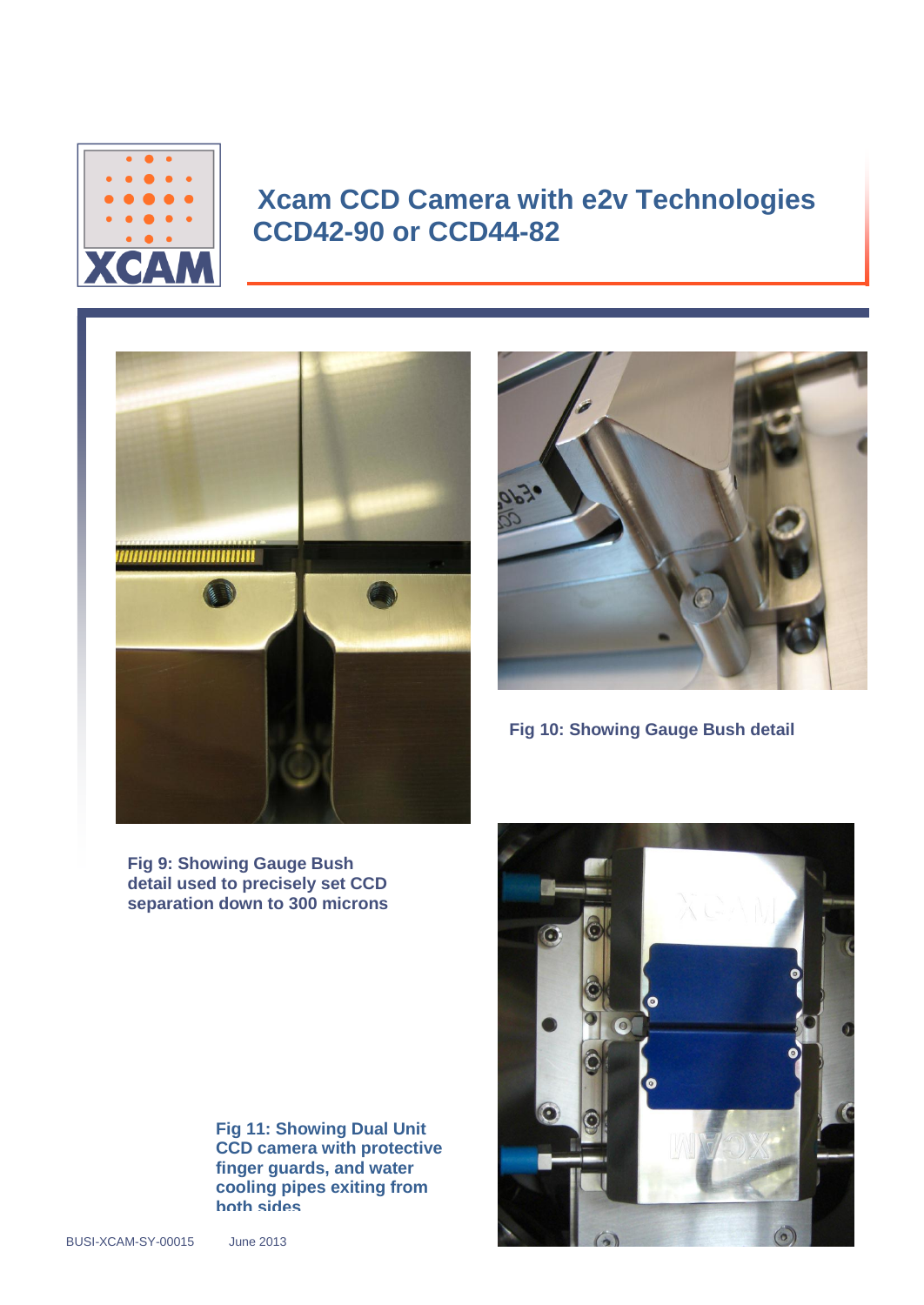# Xcam CCD Camera with e2v Technologies CCD42-90 or CCD44-82

Fig 10: Showing Gauge Bush detail

Fig 9: Showing Gauge Bush detail used to precisely set CCD separation down to 300 microns

Fig 11: Showing Dual Unit CCD camera with protective finger guards, and water cooling pipes exiting from both sides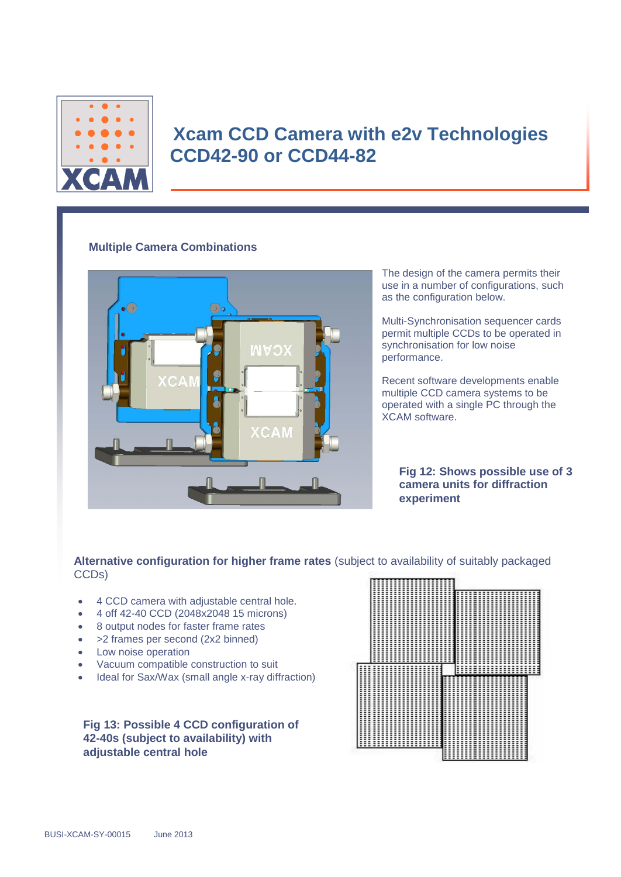# Xcam CCD Camera with e2v Technologies CCD42-90 or CCD44-82

## Multiple Camera Combinations

The design of the camera permits their use in a number of configurations, such as the configuration below.

Multi-Synchronisation sequencer cards permit multiple CCDs to be operated in synchronisation for low noise performance.

Recent software developments enable multiple CCD camera systems to be operated with a single PC through the XCAM software.

**Fig 12: Shows possible use of 3 camera units for diffraction experiment**

**Alternative configuration for higher frame rates** (subject to availability of suitably packaged CCDs)

- 4 CCD camera with adjustable central hole.
- 4 off 42-40 CCD (2048x2048 15 microns)
- 8 output nodes for faster frame rates
- >2 frames per second (2x2 binned)
- Low noise operation
- Vacuum compatible construction to suit
- Ideal for Sax/Wax (small angle x-ray diffraction)

**Fig 13: Possible 4 CCD configuration of 42-40s (subject to availability) with adjustable central hole**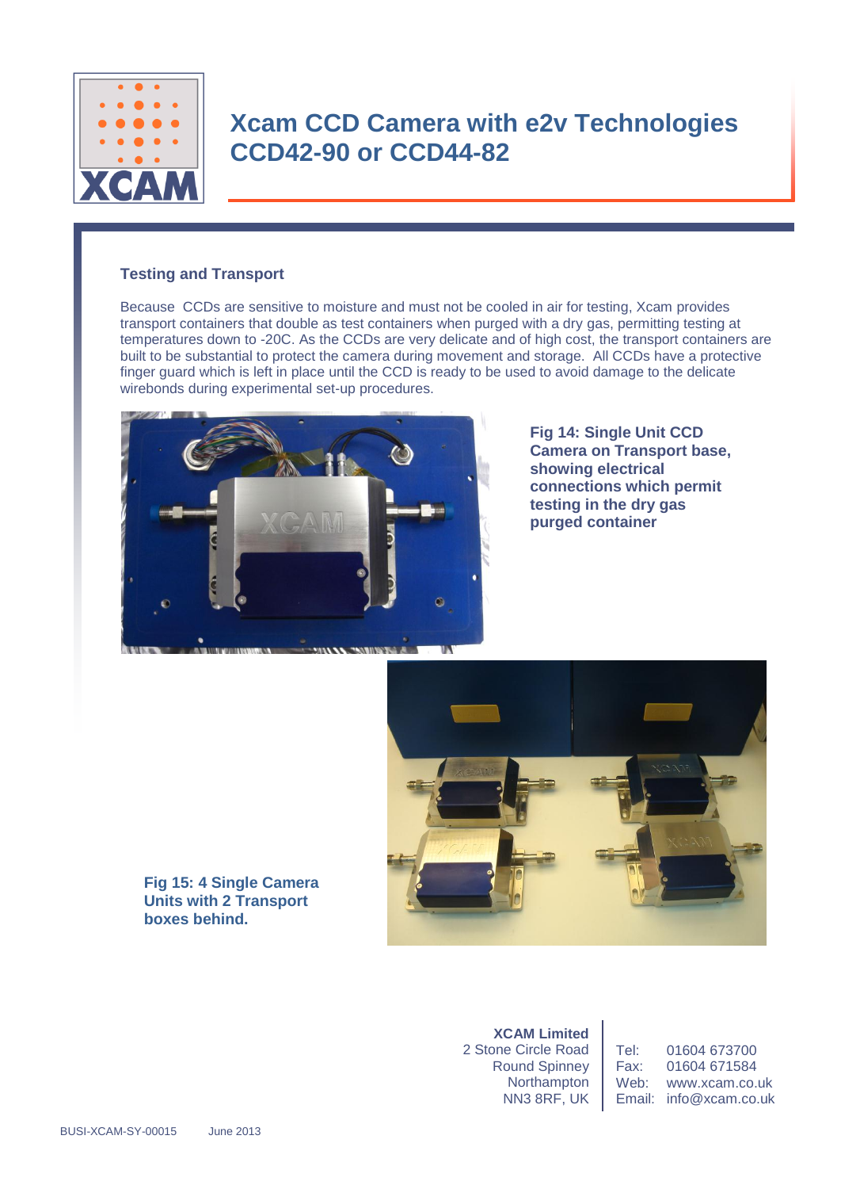# Xcam CCD Camera with e2v Technologies CCD42-90 or CCD44-82

### Testing and Transport

Because CCDs are sensitive to moisture and must not be cooled in air for testing, Xcam provides transport containers that double as test containers when purged with a dry gas, permitting testing at temperatures down to -20C. As the CCDs are very delicate and of high cost, the transport containers are built to be substantial to protect the camera during movement and storage. All CCDs have a protective finger guard which is left in place until the CCD is ready to be used to avoid damage to the delicate wirebonds during experimental set-up procedures.

**Fig 14: Single Unit CCD Camera on Transport base, showing electrical connections which permit testing in the dry gas purged container**

**Fig 15: 4 Single Camera Units with 2 Transport boxes behind.**

**XCAM Limited**
2 Stone Circle Road
Round Spinney
Northampton
NN3 8RF, UK

Tel: 01604 673700
Fax: 01604 671584
Web: www.xcam.co.uk
Email: info@xcam.co.uk

BUSI-XCAM-SY-00015 June 2013